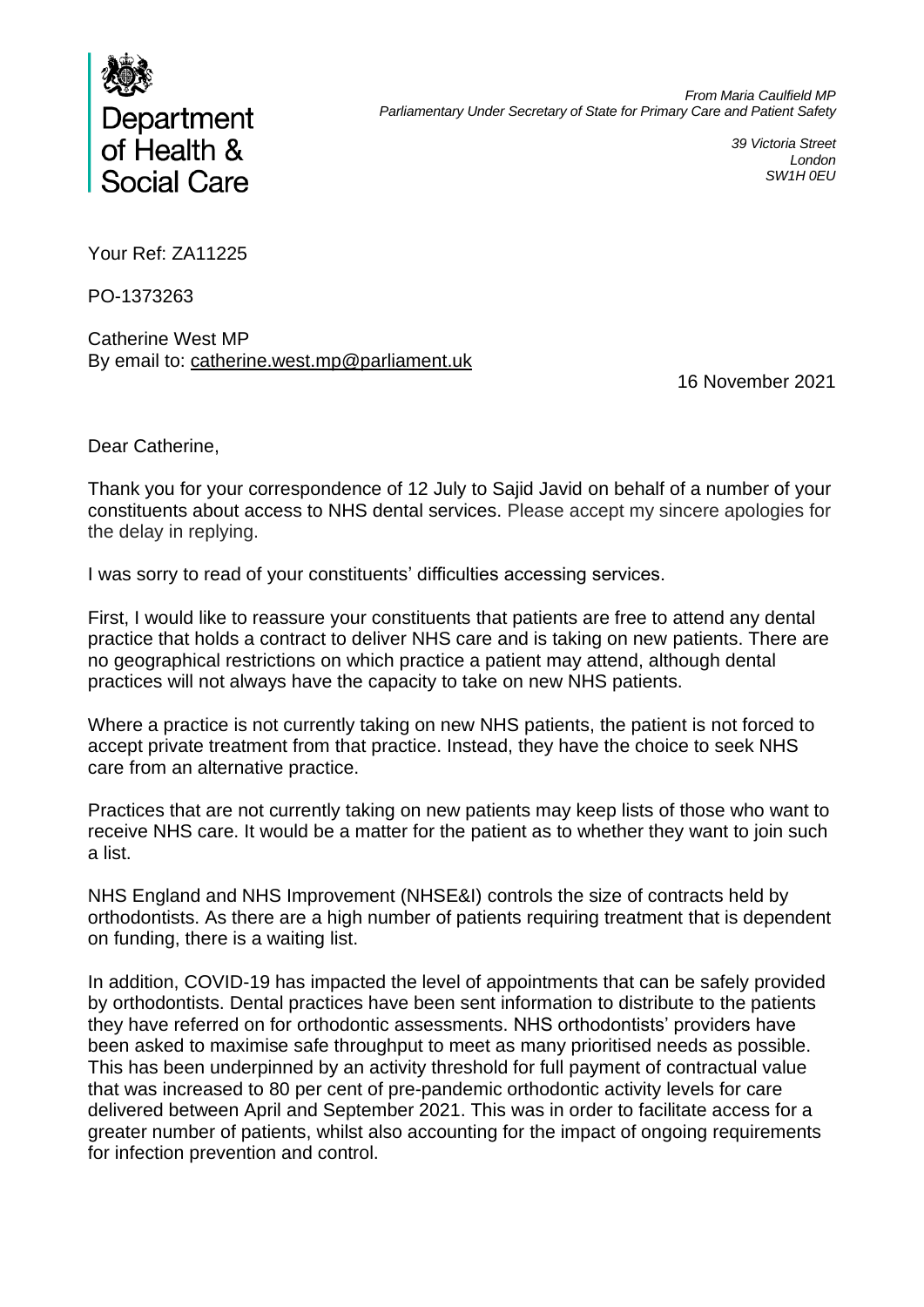Department of Health & Social Care

*From Maria Caulfield MP*
*Parliamentary Under Secretary of State for Primary Care and Patient Safety*

*39 Victoria Street*
*London*
*SW1H 0EU*

Your Ref: ZA11225

PO-1373263

Catherine West MP
By email to: catherine.west.mp@parliament.uk

16 November 2021

Dear Catherine,

Thank you for your correspondence of 12 July to Sajid Javid on behalf of a number of your constituents about access to NHS dental services. Please accept my sincere apologies for the delay in replying.

I was sorry to read of your constituents' difficulties accessing services.

First, I would like to reassure your constituents that patients are free to attend any dental practice that holds a contract to deliver NHS care and is taking on new patients. There are no geographical restrictions on which practice a patient may attend, although dental practices will not always have the capacity to take on new NHS patients.

Where a practice is not currently taking on new NHS patients, the patient is not forced to accept private treatment from that practice. Instead, they have the choice to seek NHS care from an alternative practice.

Practices that are not currently taking on new patients may keep lists of those who want to receive NHS care. It would be a matter for the patient as to whether they want to join such a list.

NHS England and NHS Improvement (NHSE&I) controls the size of contracts held by orthodontists. As there are a high number of patients requiring treatment that is dependent on funding, there is a waiting list.

In addition, COVID-19 has impacted the level of appointments that can be safely provided by orthodontists. Dental practices have been sent information to distribute to the patients they have referred on for orthodontic assessments. NHS orthodontists' providers have been asked to maximise safe throughput to meet as many prioritised needs as possible. This has been underpinned by an activity threshold for full payment of contractual value that was increased to 80 per cent of pre-pandemic orthodontic activity levels for care delivered between April and September 2021. This was in order to facilitate access for a greater number of patients, whilst also accounting for the impact of ongoing requirements for infection prevention and control.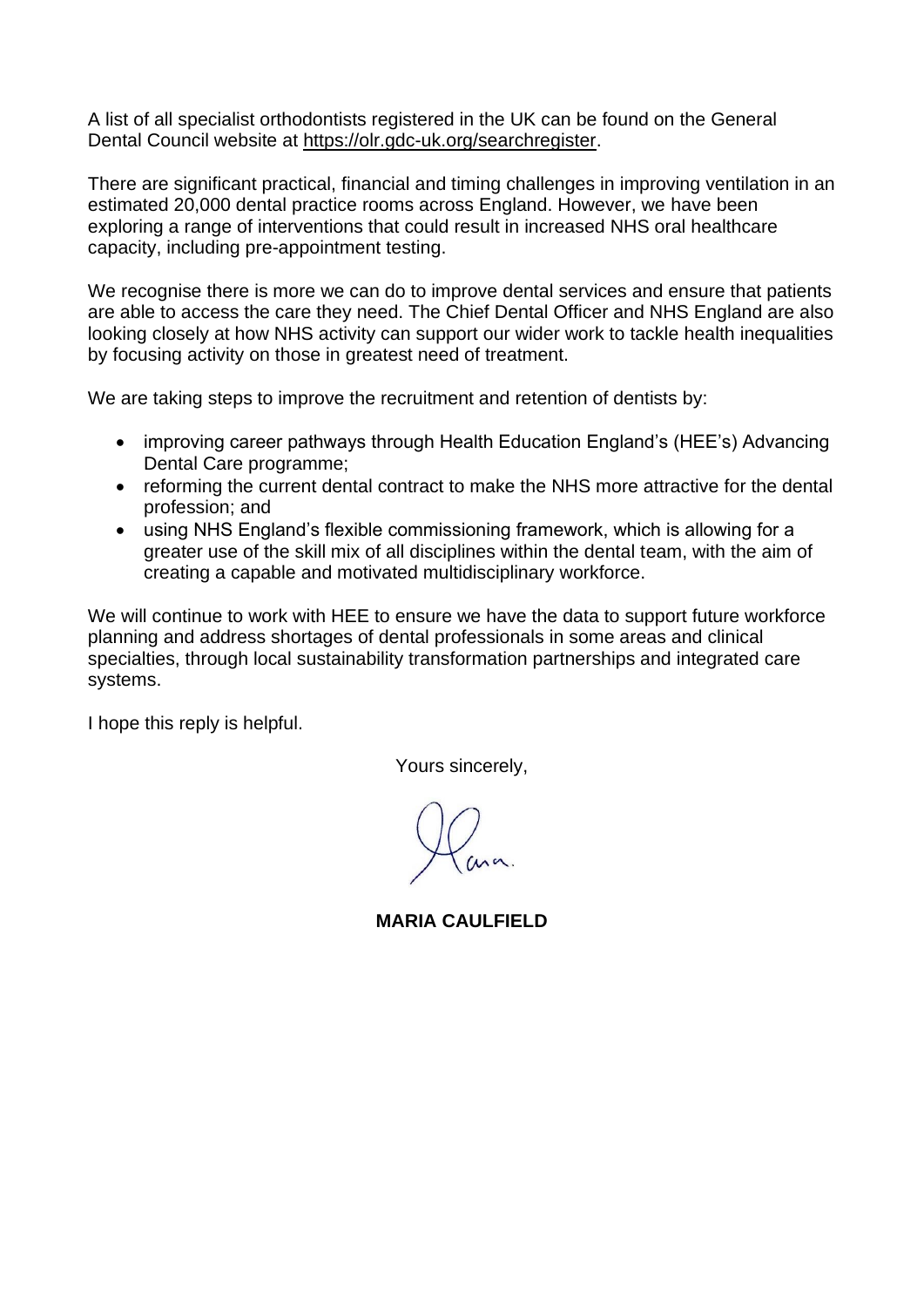A list of all specialist orthodontists registered in the UK can be found on the General Dental Council website at https://olr.gdc-uk.org/searchregister.

There are significant practical, financial and timing challenges in improving ventilation in an estimated 20,000 dental practice rooms across England. However, we have been exploring a range of interventions that could result in increased NHS oral healthcare capacity, including pre-appointment testing.

We recognise there is more we can do to improve dental services and ensure that patients are able to access the care they need. The Chief Dental Officer and NHS England are also looking closely at how NHS activity can support our wider work to tackle health inequalities by focusing activity on those in greatest need of treatment.

We are taking steps to improve the recruitment and retention of dentists by:

- improving career pathways through Health Education England's (HEE's) Advancing Dental Care programme;
- reforming the current dental contract to make the NHS more attractive for the dental profession; and
- using NHS England's flexible commissioning framework, which is allowing for a greater use of the skill mix of all disciplines within the dental team, with the aim of creating a capable and motivated multidisciplinary workforce.

We will continue to work with HEE to ensure we have the data to support future workforce planning and address shortages of dental professionals in some areas and clinical specialties, through local sustainability transformation partnerships and integrated care systems.

I hope this reply is helpful.

Yours sincerely,

**MARIA CAULFIELD**